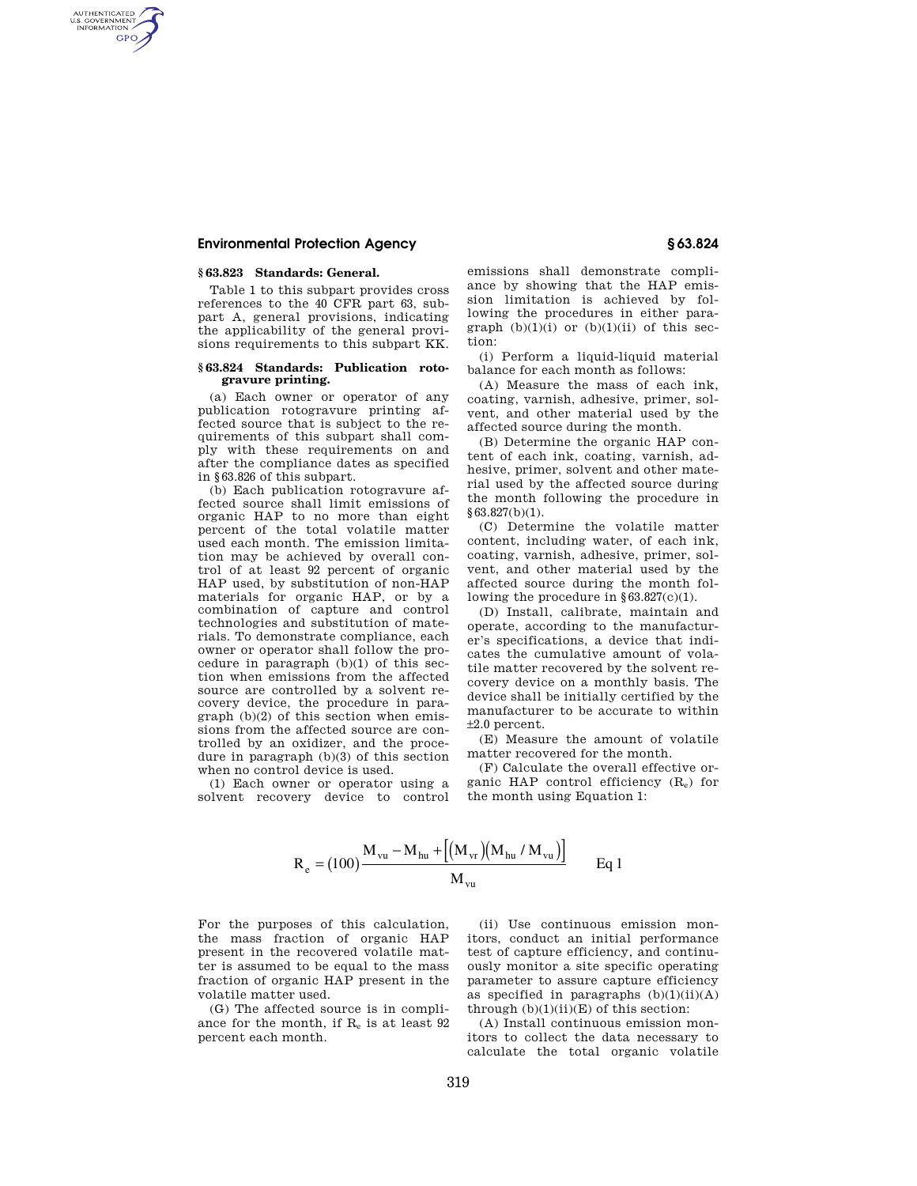### § 63.823 Standards: General.

Table 1 to this subpart provides cross references to the 40 CFR part 63, subpart A, general provisions, indicating the applicability of the general provisions requirements to this subpart KK.

### § 63.824 Standards: Publication rotogravure printing.

(a) Each owner or operator of any publication rotogravure printing affected source that is subject to the requirements of this subpart shall comply with these requirements on and after the compliance dates as specified in § 63.826 of this subpart.

(b) Each publication rotogravure affected source shall limit emissions of organic HAP to no more than eight percent of the total volatile matter used each month. The emission limitation may be achieved by overall control of at least 92 percent of organic HAP used, by substitution of non-HAP materials for organic HAP, or by a combination of capture and control technologies and substitution of materials. To demonstrate compliance, each owner or operator shall follow the procedure in paragraph (b)(1) of this section when emissions from the affected source are controlled by a solvent recovery device, the procedure in paragraph (b)(2) of this section when emissions from the affected source are controlled by an oxidizer, and the procedure in paragraph (b)(3) of this section when no control device is used.

(1) Each owner or operator using a solvent recovery device to control emissions shall demonstrate compliance by showing that the HAP emission limitation is achieved by following the procedures in either paragraph (b)(1)(i) or (b)(1)(ii) of this section:

(i) Perform a liquid-liquid material balance for each month as follows:

(A) Measure the mass of each ink, coating, varnish, adhesive, primer, solvent, and other material used by the affected source during the month.

(B) Determine the organic HAP content of each ink, coating, varnish, adhesive, primer, solvent and other material used by the affected source during the month following the procedure in § 63.827(b)(1).

(C) Determine the volatile matter content, including water, of each ink, coating, varnish, adhesive, primer, solvent, and other material used by the affected source during the month following the procedure in § 63.827(c)(1).

(D) Install, calibrate, maintain and operate, according to the manufacturer's specifications, a device that indicates the cumulative amount of volatile matter recovered by the solvent recovery device on a monthly basis. The device shall be initially certified by the manufacturer to be accurate to within ±2.0 percent.

(E) Measure the amount of volatile matter recovered for the month.

(F) Calculate the overall effective organic HAP control efficiency ($R_e$) for the month using Equation 1:

$$R_e = (100)\frac{M_{vu} - M_{hu} + \left[(M_{vr})(M_{hu} / M_{vu})\right]}{M_{vu}} \qquad \text{Eq 1}$$

For the purposes of this calculation, the mass fraction of organic HAP present in the recovered volatile matter is assumed to be equal to the mass fraction of organic HAP present in the volatile matter used.

(G) The affected source is in compliance for the month, if $R_e$ is at least 92 percent each month.

(ii) Use continuous emission monitors, conduct an initial performance test of capture efficiency, and continuously monitor a site specific operating parameter to assure capture efficiency as specified in paragraphs (b)(1)(ii)(A) through (b)(1)(ii)(E) of this section:

(A) Install continuous emission monitors to collect the data necessary to calculate the total organic volatile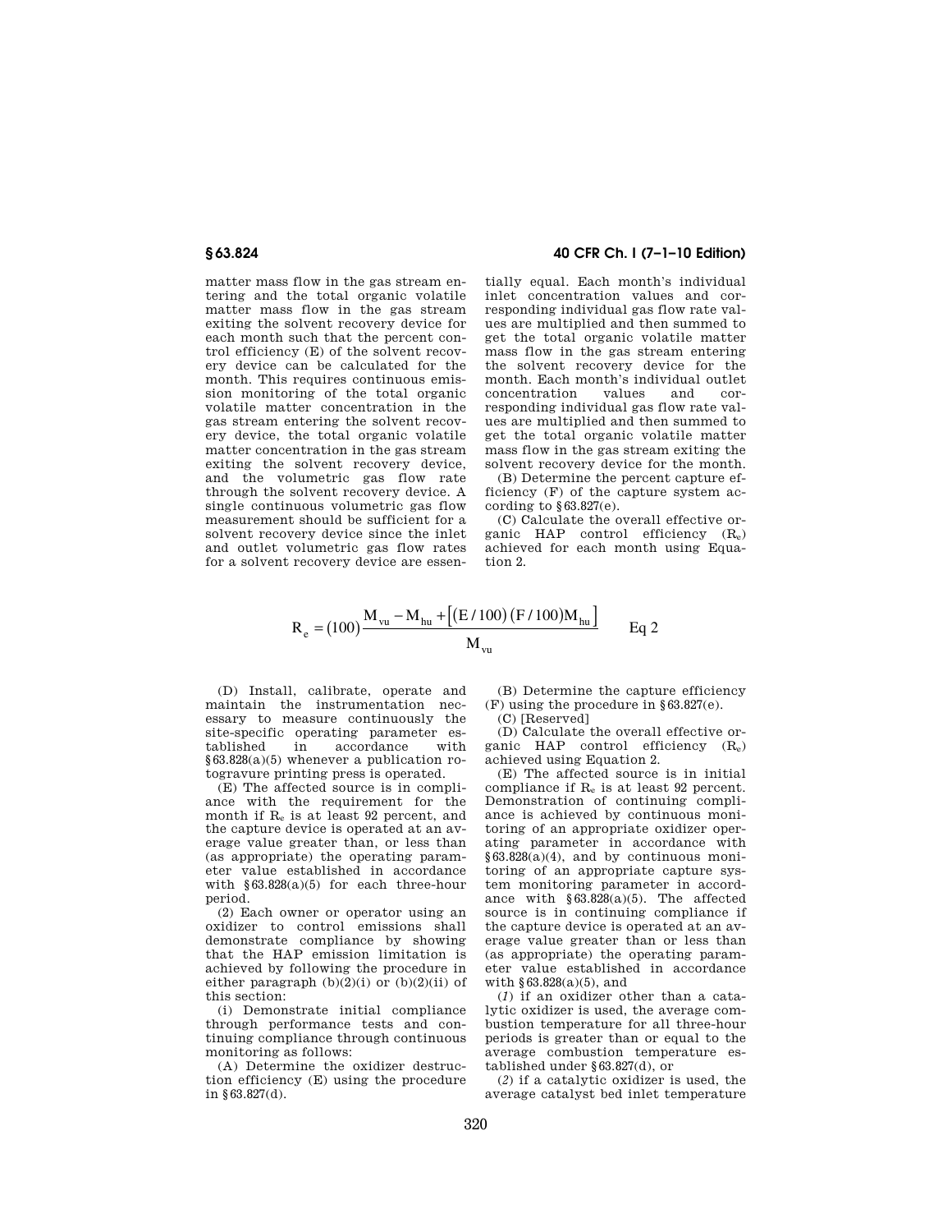matter mass flow in the gas stream entering and the total organic volatile matter mass flow in the gas stream exiting the solvent recovery device for each month such that the percent control efficiency (E) of the solvent recovery device can be calculated for the month. This requires continuous emission monitoring of the total organic volatile matter concentration in the gas stream entering the solvent recovery device, the total organic volatile matter concentration in the gas stream exiting the solvent recovery device, and the volumetric gas flow rate through the solvent recovery device. A single continuous volumetric gas flow measurement should be sufficient for a solvent recovery device since the inlet and outlet volumetric gas flow rates for a solvent recovery device are essentially equal. Each month's individual inlet concentration values and corresponding individual gas flow rate values are multiplied and then summed to get the total organic volatile matter mass flow in the gas stream entering the solvent recovery device for the month. Each month's individual outlet concentration values and corresponding individual gas flow rate values are multiplied and then summed to get the total organic volatile matter mass flow in the gas stream exiting the solvent recovery device for the month.

(B) Determine the percent capture efficiency (F) of the capture system according to §63.827(e).

(C) Calculate the overall effective organic HAP control efficiency ($R_e$) achieved for each month using Equation 2.

$$R_e = (100)\frac{M_{vu} - M_{hu} + \left[(E/100)(F/100)M_{hu}\right]}{M_{vu}} \qquad \text{Eq 2}$$

(D) Install, calibrate, operate and maintain the instrumentation necessary to measure continuously the site-specific operating parameter established in accordance with §63.828(a)(5) whenever a publication rotogravure printing press is operated.

(E) The affected source is in compliance with the requirement for the month if $R_e$ is at least 92 percent, and the capture device is operated at an average value greater than, or less than (as appropriate) the operating parameter value established in accordance with §63.828(a)(5) for each three-hour period.

(2) Each owner or operator using an oxidizer to control emissions shall demonstrate compliance by showing that the HAP emission limitation is achieved by following the procedure in either paragraph (b)(2)(i) or (b)(2)(ii) of this section:

(i) Demonstrate initial compliance through performance tests and continuing compliance through continuous monitoring as follows:

(A) Determine the oxidizer destruction efficiency (E) using the procedure in §63.827(d).

(B) Determine the capture efficiency (F) using the procedure in §63.827(e).

(C) [Reserved]

(D) Calculate the overall effective organic HAP control efficiency ($R_e$) achieved using Equation 2.

(E) The affected source is in initial compliance if $R_e$ is at least 92 percent. Demonstration of continuing compliance is achieved by continuous monitoring of an appropriate oxidizer operating parameter in accordance with §63.828(a)(4), and by continuous monitoring of an appropriate capture system monitoring parameter in accordance with §63.828(a)(5). The affected source is in continuing compliance if the capture device is operated at an average value greater than or less than (as appropriate) the operating parameter value established in accordance with §63.828(a)(5), and

(*1*) if an oxidizer other than a catalytic oxidizer is used, the average combustion temperature for all three-hour periods is greater than or equal to the average combustion temperature established under §63.827(d), or

(*2*) if a catalytic oxidizer is used, the average catalyst bed inlet temperature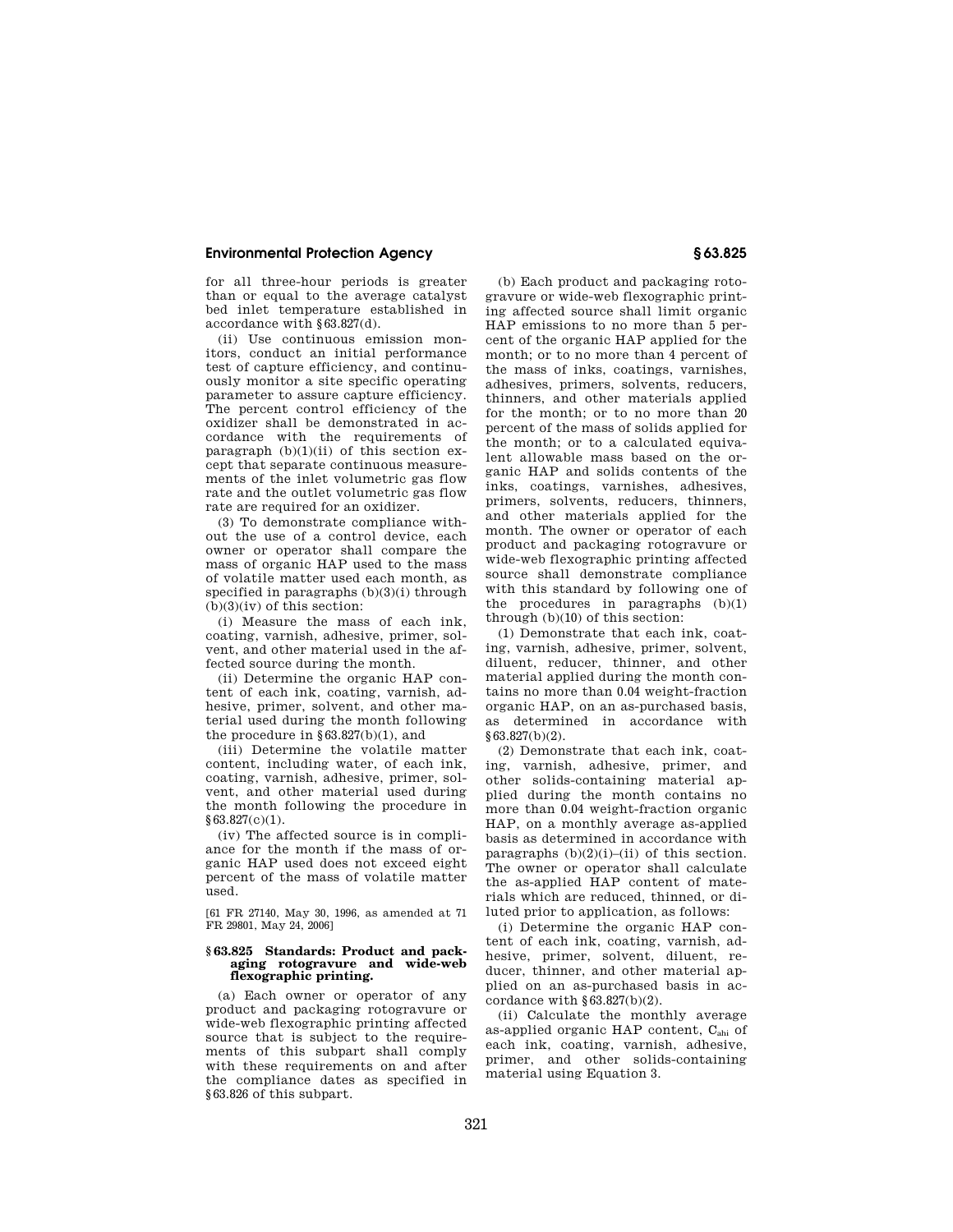for all three-hour periods is greater than or equal to the average catalyst bed inlet temperature established in accordance with §63.827(d).

(ii) Use continuous emission monitors, conduct an initial performance test of capture efficiency, and continuously monitor a site specific operating parameter to assure capture efficiency. The percent control efficiency of the oxidizer shall be demonstrated in accordance with the requirements of paragraph (b)(1)(ii) of this section except that separate continuous measurements of the inlet volumetric gas flow rate and the outlet volumetric gas flow rate are required for an oxidizer.

(3) To demonstrate compliance without the use of a control device, each owner or operator shall compare the mass of organic HAP used to the mass of volatile matter used each month, as specified in paragraphs (b)(3)(i) through (b)(3)(iv) of this section:

(i) Measure the mass of each ink, coating, varnish, adhesive, primer, solvent, and other material used in the affected source during the month.

(ii) Determine the organic HAP content of each ink, coating, varnish, adhesive, primer, solvent, and other material used during the month following the procedure in §63.827(b)(1), and

(iii) Determine the volatile matter content, including water, of each ink, coating, varnish, adhesive, primer, solvent, and other material used during the month following the procedure in §63.827(c)(1).

(iv) The affected source is in compliance for the month if the mass of organic HAP used does not exceed eight percent of the mass of volatile matter used.

[61 FR 27140, May 30, 1996, as amended at 71 FR 29801, May 24, 2006]

### §63.825 Standards: Product and packaging rotogravure and wide-web flexographic printing.

(a) Each owner or operator of any product and packaging rotogravure or wide-web flexographic printing affected source that is subject to the requirements of this subpart shall comply with these requirements on and after the compliance dates as specified in §63.826 of this subpart.

(b) Each product and packaging rotogravure or wide-web flexographic printing affected source shall limit organic HAP emissions to no more than 5 percent of the organic HAP applied for the month; or to no more than 4 percent of the mass of inks, coatings, varnishes, adhesives, primers, solvents, reducers, thinners, and other materials applied for the month; or to no more than 20 percent of the mass of solids applied for the month; or to a calculated equivalent allowable mass based on the organic HAP and solids contents of the inks, coatings, varnishes, adhesives, primers, solvents, reducers, thinners, and other materials applied for the month. The owner or operator of each product and packaging rotogravure or wide-web flexographic printing affected source shall demonstrate compliance with this standard by following one of the procedures in paragraphs (b)(1) through (b)(10) of this section:

(1) Demonstrate that each ink, coating, varnish, adhesive, primer, solvent, diluent, reducer, thinner, and other material applied during the month contains no more than 0.04 weight-fraction organic HAP, on an as-purchased basis, as determined in accordance with §63.827(b)(2).

(2) Demonstrate that each ink, coating, varnish, adhesive, primer, and other solids-containing material applied during the month contains no more than 0.04 weight-fraction organic HAP, on a monthly average as-applied basis as determined in accordance with paragraphs (b)(2)(i)–(ii) of this section. The owner or operator shall calculate the as-applied HAP content of materials which are reduced, thinned, or diluted prior to application, as follows:

(i) Determine the organic HAP content of each ink, coating, varnish, adhesive, primer, solvent, diluent, reducer, thinner, and other material applied on an as-purchased basis in accordance with §63.827(b)(2).

(ii) Calculate the monthly average as-applied organic HAP content, $C_{ahi}$ of each ink, coating, varnish, adhesive, primer, and other solids-containing material using Equation 3.